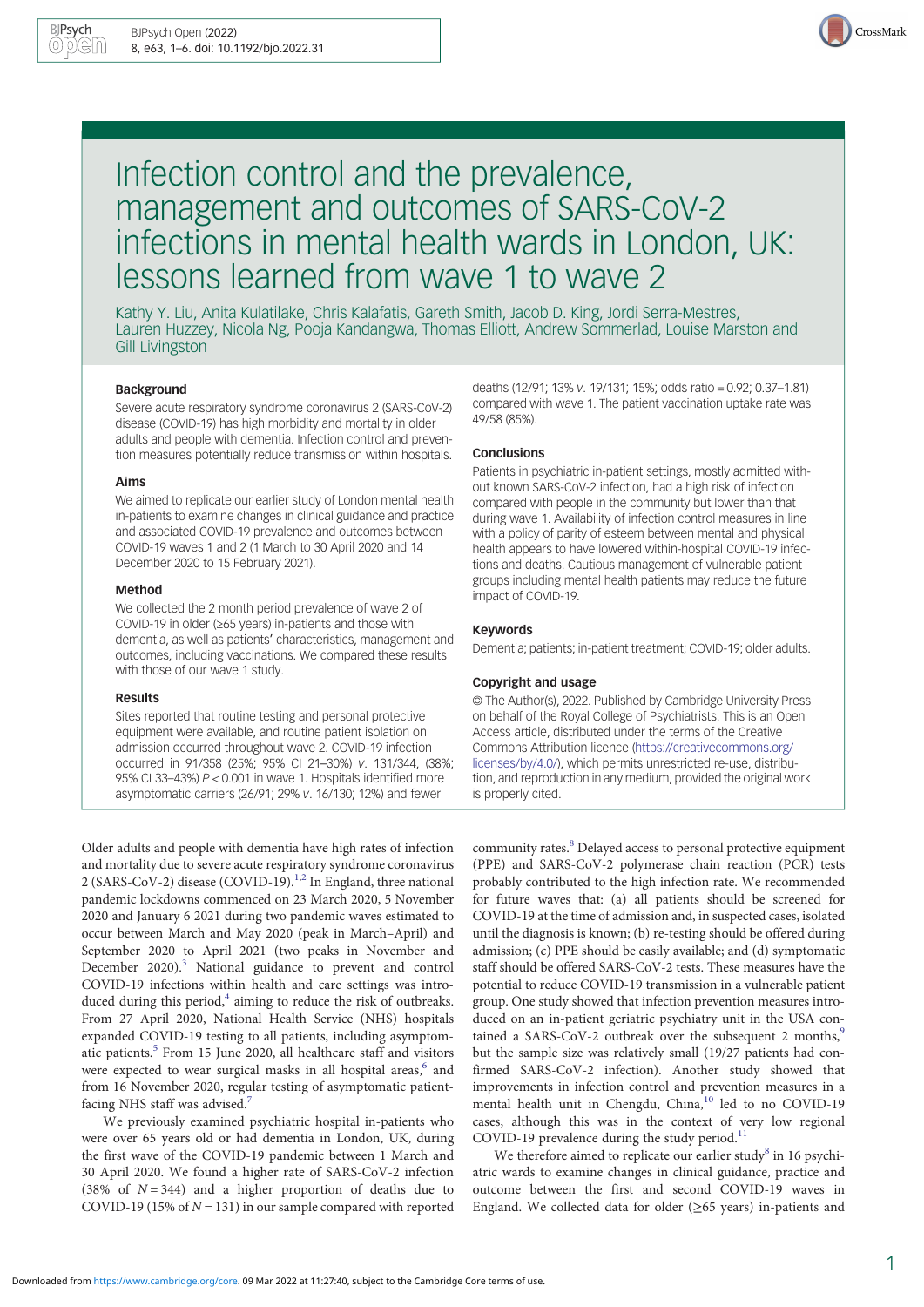# Infection control and the prevalence, management and outcomes of SARS-CoV-2 infections in mental health wards in London, UK: lessons learned from wave 1 to wave 2

Kathy Y. Liu, Anita Kulatilake, Chris Kalafatis, Gareth Smith, Jacob D. King, Jordi Serra-Mestres, Lauren Huzzey, Nicola Ng, Pooja Kandangwa, Thomas Elliott, Andrew Sommerlad, Louise Marston and Gill Livingston

### Background

Severe acute respiratory syndrome coronavirus 2 (SARS-CoV-2) disease (COVID-19) has high morbidity and mortality in older adults and people with dementia. Infection control and prevention measures potentially reduce transmission within hospitals.

### Aims

We aimed to replicate our earlier study of London mental health in-patients to examine changes in clinical guidance and practice and associated COVID-19 prevalence and outcomes between COVID-19 waves 1 and 2 (1 March to 30 April 2020 and 14 December 2020 to 15 February 2021).

### Method

We collected the 2 month period prevalence of wave 2 of COVID-19 in older (≥65 years) in-patients and those with dementia, as well as patients' characteristics, management and outcomes, including vaccinations. We compared these results with those of our wave 1 study.

### Results

Sites reported that routine testing and personal protective equipment were available, and routine patient isolation on admission occurred throughout wave 2. COVID-19 infection occurred in 91/358 (25%; 95% CI 21–30%) *v.* 131/344, (38%; 95% CI 33–43%) $P < 0.001$ in wave 1. Hospitals identified more asymptomatic carriers (26/91; 29% *v.* 16/130; 12%) and fewer deaths (12/91; 13% *v.* 19/131; 15%; odds ratio = 0.92; 0.37–1.81) compared with wave 1. The patient vaccination uptake rate was 49/58 (85%).

### Conclusions

Patients in psychiatric in-patient settings, mostly admitted without known SARS-CoV-2 infection, had a high risk of infection compared with people in the community but lower than that during wave 1. Availability of infection control measures in line with a policy of parity of esteem between mental and physical health appears to have lowered within-hospital COVID-19 infections and deaths. Cautious management of vulnerable patient groups including mental health patients may reduce the future impact of COVID-19.

### Keywords

Dementia; patients; in-patient treatment; COVID-19; older adults.

### Copyright and usage

© The Author(s), 2022. Published by Cambridge University Press on behalf of the Royal College of Psychiatrists. This is an Open Access article, distributed under the terms of the Creative Commons Attribution licence (https://creativecommons.org/licenses/by/4.0/), which permits unrestricted re-use, distribution, and reproduction in any medium, provided the original work is properly cited.

Older adults and people with dementia have high rates of infection and mortality due to severe acute respiratory syndrome coronavirus 2 (SARS-CoV-2) disease (COVID-19).[1,2] In England, three national pandemic lockdowns commenced on 23 March 2020, 5 November 2020 and January 6 2021 during two pandemic waves estimated to occur between March and May 2020 (peak in March–April) and September 2020 to April 2021 (two peaks in November and December 2020).[3] National guidance to prevent and control COVID-19 infections within health and care settings was introduced during this period,[4] aiming to reduce the risk of outbreaks. From 27 April 2020, National Health Service (NHS) hospitals expanded COVID-19 testing to all patients, including asymptomatic patients.[5] From 15 June 2020, all healthcare staff and visitors were expected to wear surgical masks in all hospital areas,[6] and from 16 November 2020, regular testing of asymptomatic patient-facing NHS staff was advised.[7]

We previously examined psychiatric hospital in-patients who were over 65 years old or had dementia in London, UK, during the first wave of the COVID-19 pandemic between 1 March and 30 April 2020. We found a higher rate of SARS-CoV-2 infection (38% of $N = 344$) and a higher proportion of deaths due to COVID-19 (15% of $N = 131$) in our sample compared with reported community rates.[8] Delayed access to personal protective equipment (PPE) and SARS-CoV-2 polymerase chain reaction (PCR) tests probably contributed to the high infection rate. We recommended for future waves that: (a) all patients should be screened for COVID-19 at the time of admission and, in suspected cases, isolated until the diagnosis is known; (b) re-testing should be offered during admission; (c) PPE should be easily available; and (d) symptomatic staff should be offered SARS-CoV-2 tests. These measures have the potential to reduce COVID-19 transmission in a vulnerable patient group. One study showed that infection prevention measures introduced on an in-patient geriatric psychiatry unit in the USA contained a SARS-CoV-2 outbreak over the subsequent 2 months,[9] but the sample size was relatively small (19/27 patients had confirmed SARS-CoV-2 infection). Another study showed that improvements in infection control and prevention measures in a mental health unit in Chengdu, China,[10] led to no COVID-19 cases, although this was in the context of very low regional COVID-19 prevalence during the study period.[11]

We therefore aimed to replicate our earlier study[8] in 16 psychiatric wards to examine changes in clinical guidance, practice and outcome between the first and second COVID-19 waves in England. We collected data for older (≥65 years) in-patients and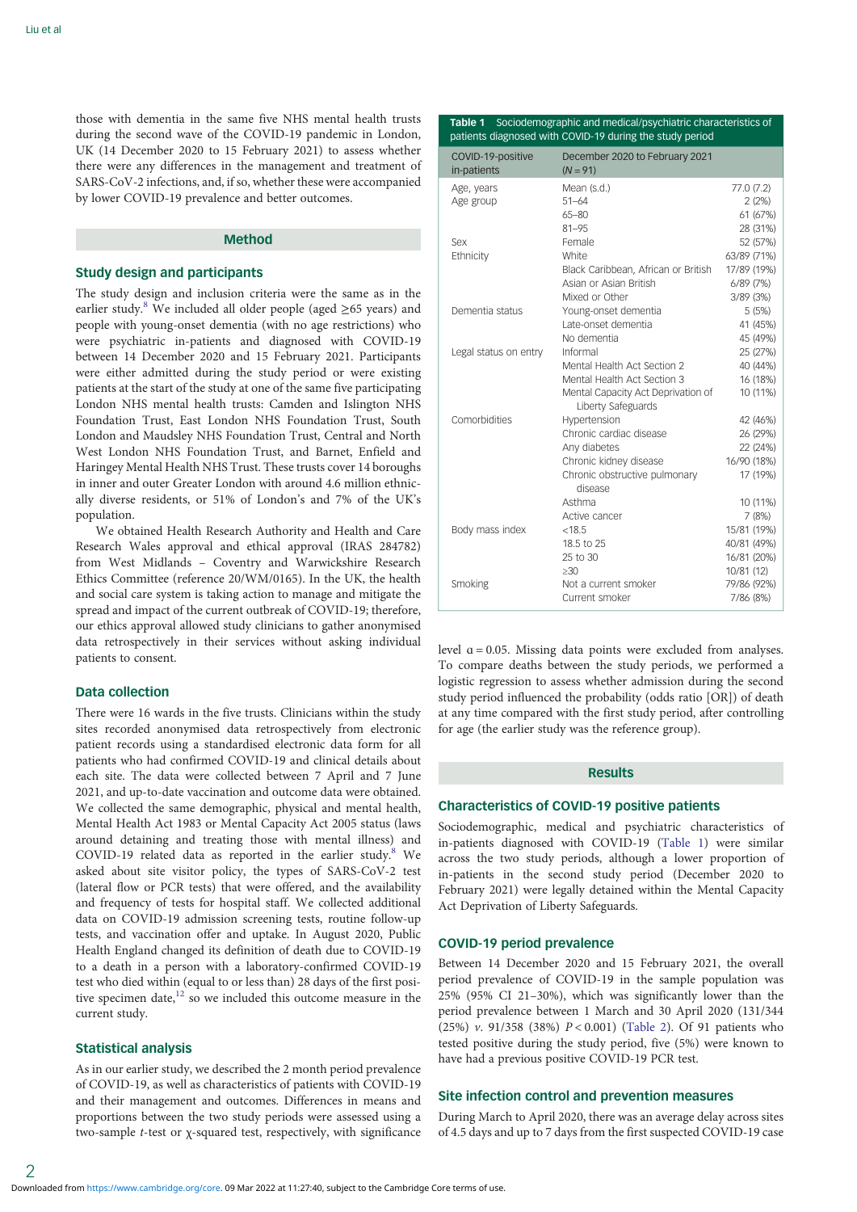those with dementia in the same five NHS mental health trusts during the second wave of the COVID-19 pandemic in London, UK (14 December 2020 to 15 February 2021) to assess whether there were any differences in the management and treatment of SARS-CoV-2 infections, and, if so, whether these were accompanied by lower COVID-19 prevalence and better outcomes.

## Method

### Study design and participants

The study design and inclusion criteria were the same as in the earlier study.[8] We included all older people (aged ≥65 years) and people with young-onset dementia (with no age restrictions) who were psychiatric in-patients and diagnosed with COVID-19 between 14 December 2020 and 15 February 2021. Participants were either admitted during the study period or were existing patients at the start of the study at one of the same five participating London NHS mental health trusts: Camden and Islington NHS Foundation Trust, East London NHS Foundation Trust, South London and Maudsley NHS Foundation Trust, Central and North West London NHS Foundation Trust, and Barnet, Enfield and Haringey Mental Health NHS Trust. These trusts cover 14 boroughs in inner and outer Greater London with around 4.6 million ethnically diverse residents, or 51% of London's and 7% of the UK's population.

We obtained Health Research Authority and Health and Care Research Wales approval and ethical approval (IRAS 284782) from West Midlands – Coventry and Warwickshire Research Ethics Committee (reference 20/WM/0165). In the UK, the health and social care system is taking action to manage and mitigate the spread and impact of the current outbreak of COVID-19; therefore, our ethics approval allowed study clinicians to gather anonymised data retrospectively in their services without asking individual patients to consent.

### Data collection

There were 16 wards in the five trusts. Clinicians within the study sites recorded anonymised data retrospectively from electronic patient records using a standardised electronic data form for all patients who had confirmed COVID-19 and clinical details about each site. The data were collected between 7 April and 7 June 2021, and up-to-date vaccination and outcome data were obtained. We collected the same demographic, physical and mental health, Mental Health Act 1983 or Mental Capacity Act 2005 status (laws around detaining and treating those with mental illness) and COVID-19 related data as reported in the earlier study.[8] We asked about site visitor policy, the types of SARS-CoV-2 test (lateral flow or PCR tests) that were offered, and the availability and frequency of tests for hospital staff. We collected additional data on COVID-19 admission screening tests, routine follow-up tests, and vaccination offer and uptake. In August 2020, Public Health England changed its definition of death due to COVID-19 to a death in a person with a laboratory-confirmed COVID-19 test who died within (equal to or less than) 28 days of the first positive specimen date,[12] so we included this outcome measure in the current study.

### Statistical analysis

As in our earlier study, we described the 2 month period prevalence of COVID-19, as well as characteristics of patients with COVID-19 and their management and outcomes. Differences in means and proportions between the two study periods were assessed using a two-sample *t*-test or χ-squared test, respectively, with significance level α = 0.05. Missing data points were excluded from analyses. To compare deaths between the study periods, we performed a logistic regression to assess whether admission during the second study period influenced the probability (odds ratio [OR]) of death at any time compared with the first study period, after controlling for age (the earlier study was the reference group).

**Table 1** Sociodemographic and medical/psychiatric characteristics of patients diagnosed with COVID-19 during the study period

| COVID-19-positive in-patients | December 2020 to February 2021 (*N* = 91) | |
|---|---|---|
| Age, years | Mean (s.d.) | 77.0 (7.2) |
| Age group | 51–64 | 2 (2%) |
| | 65–80 | 61 (67%) |
| | 81–95 | 28 (31%) |
| Sex | Female | 52 (57%) |
| Ethnicity | White | 63/89 (71%) |
| | Black Caribbean, African or British | 17/89 (19%) |
| | Asian or Asian British | 6/89 (7%) |
| | Mixed or Other | 3/89 (3%) |
| Dementia status | Young-onset dementia | 5 (5%) |
| | Late-onset dementia | 41 (45%) |
| | No dementia | 45 (49%) |
| Legal status on entry | Informal | 25 (27%) |
| | Mental Health Act Section 2 | 40 (44%) |
| | Mental Health Act Section 3 | 16 (18%) |
| | Mental Capacity Act Deprivation of Liberty Safeguards | 10 (11%) |
| Comorbidities | Hypertension | 42 (46%) |
| | Chronic cardiac disease | 26 (29%) |
| | Any diabetes | 22 (24%) |
| | Chronic kidney disease | 16/90 (18%) |
| | Chronic obstructive pulmonary disease | 17 (19%) |
| | Asthma | 10 (11%) |
| | Active cancer | 7 (8%) |
| Body mass index | <18.5 | 15/81 (19%) |
| | 18.5 to 25 | 40/81 (49%) |
| | 25 to 30 | 16/81 (20%) |
| | ≥30 | 10/81 (12) |
| Smoking | Not a current smoker | 79/86 (92%) |
| | Current smoker | 7/86 (8%) |

## Results

### Characteristics of COVID-19 positive patients

Sociodemographic, medical and psychiatric characteristics of in-patients diagnosed with COVID-19 (Table 1) were similar across the two study periods, although a lower proportion of in-patients in the second study period (December 2020 to February 2021) were legally detained within the Mental Capacity Act Deprivation of Liberty Safeguards.

### COVID-19 period prevalence

Between 14 December 2020 and 15 February 2021, the overall period prevalence of COVID-19 in the sample population was 25% (95% CI 21–30%), which was significantly lower than the period prevalence between 1 March and 30 April 2020 (131/344 (25%) *v.* 91/358 (38%) $P < 0.001$) (Table 2). Of 91 patients who tested positive during the study period, five (5%) were known to have had a previous positive COVID-19 PCR test.

### Site infection control and prevention measures

During March to April 2020, there was an average delay across sites of 4.5 days and up to 7 days from the first suspected COVID-19 case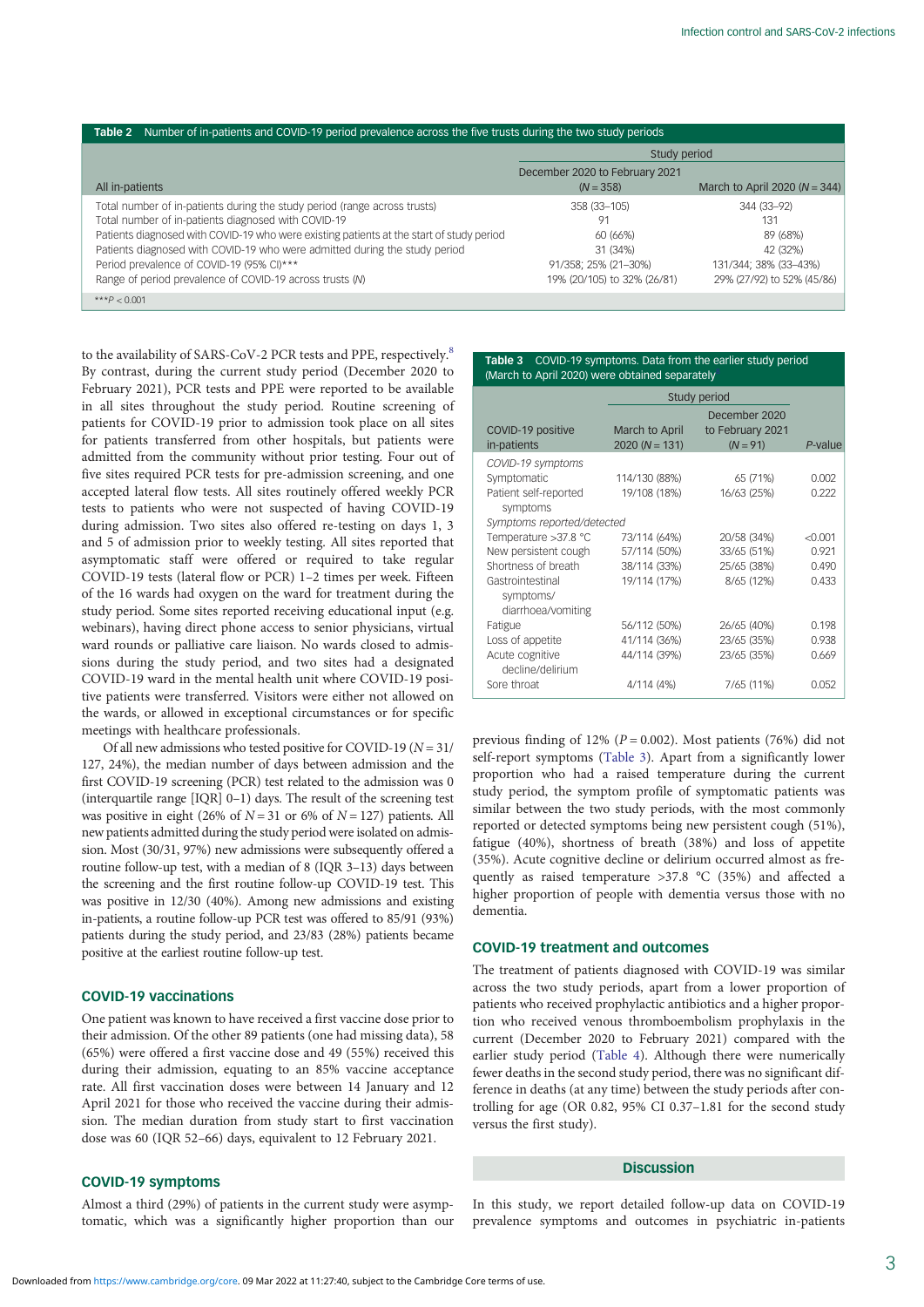**Table 2** Number of in-patients and COVID-19 period prevalence across the five trusts during the two study periods

| All in-patients | Study period | |
|---|---|---|
| | December 2020 to February 2021 ($N = 358$) | March to April 2020 ($N = 344$) |
| Total number of in-patients during the study period (range across trusts) | 358 (33–105) | 344 (33–92) |
| Total number of in-patients diagnosed with COVID-19 | 91 | 131 |
| Patients diagnosed with COVID-19 who were existing patients at the start of study period | 60 (66%) | 89 (68%) |
| Patients diagnosed with COVID-19 who were admitted during the study period | 31 (34%) | 42 (32%) |
| Period prevalence of COVID-19 (95% CI)*** | 91/358; 25% (21–30%) | 131/344; 38% (33–43%) |
| Range of period prevalence of COVID-19 across trusts (N) | 19% (20/105) to 32% (26/81) | 29% (27/92) to 52% (45/86) |

***$P < 0.001$

to the availability of SARS-CoV-2 PCR tests and PPE, respectively.[8] By contrast, during the current study period (December 2020 to February 2021), PCR tests and PPE were reported to be available in all sites throughout the study period. Routine screening of patients for COVID-19 prior to admission took place on all sites for patients transferred from other hospitals, but patients were admitted from the community without prior testing. Four out of five sites required PCR tests for pre-admission screening, and one accepted lateral flow tests. All sites routinely offered weekly PCR tests to patients who were not suspected of having COVID-19 during admission. Two sites also offered re-testing on days 1, 3 and 5 of admission prior to weekly testing. All sites reported that asymptomatic staff were offered or required to take regular COVID-19 tests (lateral flow or PCR) 1–2 times per week. Fifteen of the 16 wards had oxygen on the ward for treatment during the study period. Some sites reported receiving educational input (e.g. webinars), having direct phone access to senior physicians, virtual ward rounds or palliative care liaison. No wards closed to admissions during the study period, and two sites had a designated COVID-19 ward in the mental health unit where COVID-19 positive patients were transferred. Visitors were either not allowed on the wards, or allowed in exceptional circumstances or for specific meetings with healthcare professionals.

Of all new admissions who tested positive for COVID-19 ($N = 31/127$, 24%), the median number of days between admission and the first COVID-19 screening (PCR) test related to the admission was 0 (interquartile range [IQR] 0–1) days. The result of the screening test was positive in eight (26% of $N = 31$ or 6% of $N = 127$) patients. All new patients admitted during the study period were isolated on admission. Most (30/31, 97%) new admissions were subsequently offered a routine follow-up test, with a median of 8 (IQR 3–13) days between the screening and the first routine follow-up COVID-19 test. This was positive in 12/30 (40%). Among new admissions and existing in-patients, a routine follow-up PCR test was offered to 85/91 (93%) patients during the study period, and 23/83 (28%) patients became positive at the earliest routine follow-up test.

## COVID-19 vaccinations

One patient was known to have received a first vaccine dose prior to their admission. Of the other 89 patients (one had missing data), 58 (65%) were offered a first vaccine dose and 49 (55%) received this during their admission, equating to an 85% vaccine acceptance rate. All first vaccination doses were between 14 January and 12 April 2021 for those who received the vaccine during their admission. The median duration from study start to first vaccination dose was 60 (IQR 52–66) days, equivalent to 12 February 2021.

## COVID-19 symptoms

Almost a third (29%) of patients in the current study were asymptomatic, which was a significantly higher proportion than our previous finding of 12% ($P = 0.002$). Most patients (76%) did not self-report symptoms (Table 3). Apart from a significantly lower proportion who had a raised temperature during the current study period, the symptom profile of symptomatic patients was similar between the two study periods, with the most commonly reported or detected symptoms being new persistent cough (51%), fatigue (40%), shortness of breath (38%) and loss of appetite (35%). Acute cognitive decline or delirium occurred almost as frequently as raised temperature >37.8 °C (35%) and affected a higher proportion of people with dementia versus those with no dementia.

**Table 3** COVID-19 symptoms. Data from the earlier study period (March to April 2020) were obtained separately

| COVID-19 positive in-patients | Study period | | P-value |
|---|---|---|---|
| | March to April 2020 ($N = 131$) | December 2020 to February 2021 ($N = 91$) | |
| *COVID-19 symptoms* | | | |
| Symptomatic | 114/130 (88%) | 65 (71%) | 0.002 |
| Patient self-reported symptoms | 19/108 (18%) | 16/63 (25%) | 0.222 |
| *Symptoms reported/detected* | | | |
| Temperature >37.8 °C | 73/114 (64%) | 20/58 (34%) | <0.001 |
| New persistent cough | 57/114 (50%) | 33/65 (51%) | 0.921 |
| Shortness of breath | 38/114 (33%) | 25/65 (38%) | 0.490 |
| Gastrointestinal symptoms/ diarrhoea/vomiting | 19/114 (17%) | 8/65 (12%) | 0.433 |
| Fatigue | 56/112 (50%) | 26/65 (40%) | 0.198 |
| Loss of appetite | 41/114 (36%) | 23/65 (35%) | 0.938 |
| Acute cognitive decline/delirium | 44/114 (39%) | 23/65 (35%) | 0.669 |
| Sore throat | 4/114 (4%) | 7/65 (11%) | 0.052 |

## COVID-19 treatment and outcomes

The treatment of patients diagnosed with COVID-19 was similar across the two study periods, apart from a lower proportion of patients who received prophylactic antibiotics and a higher proportion who received venous thromboembolism prophylaxis in the current (December 2020 to February 2021) compared with the earlier study period (Table 4). Although there were numerically fewer deaths in the second study period, there was no significant difference in deaths (at any time) between the study periods after controlling for age (OR 0.82, 95% CI 0.37–1.81 for the second study versus the first study).

## Discussion

In this study, we report detailed follow-up data on COVID-19 prevalence symptoms and outcomes in psychiatric in-patients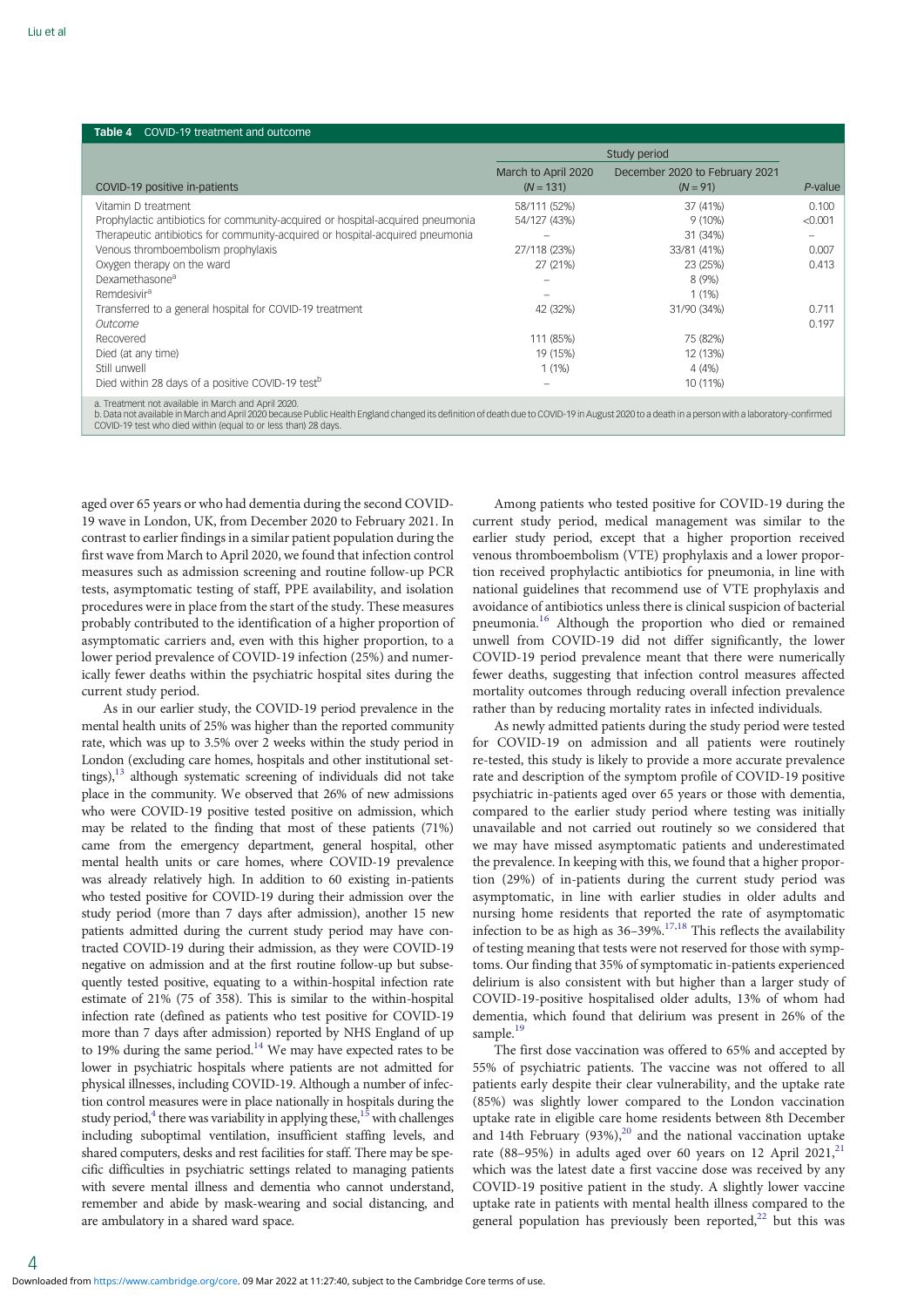**Table 4** COVID-19 treatment and outcome

| COVID-19 positive in-patients | Study period: March to April 2020 (*N* = 131) | Study period: December 2020 to February 2021 (*N* = 91) | *P*-value |
|---|---|---|---|
| Vitamin D treatment | 58/111 (52%) | 37 (41%) | 0.100 |
| Prophylactic antibiotics for community-acquired or hospital-acquired pneumonia | 54/127 (43%) | 9 (10%) | <0.001 |
| Therapeutic antibiotics for community-acquired or hospital-acquired pneumonia | – | 31 (34%) | – |
| Venous thromboembolism prophylaxis | 27/118 (23%) | 33/81 (41%) | 0.007 |
| Oxygen therapy on the ward | 27 (21%) | 23 (25%) | 0.413 |
| Dexamethasone[a] | – | 8 (9%) | |
| Remdesivir[a] | – | 1 (1%) | |
| Transferred to a general hospital for COVID-19 treatment | 42 (32%) | 31/90 (34%) | 0.711 |
| *Outcome* | | | 0.197 |
| Recovered | 111 (85%) | 75 (82%) | |
| Died (at any time) | 19 (15%) | 12 (13%) | |
| Still unwell | 1 (1%) | 4 (4%) | |
| Died within 28 days of a positive COVID-19 test[b] | – | 10 (11%) | |

a. Treatment not available in March and April 2020.
b. Data not available in March and April 2020 because Public Health England changed its definition of death due to COVID-19 in August 2020 to a death in a person with a laboratory-confirmed COVID-19 test who died within (equal to or less than) 28 days.

aged over 65 years or who had dementia during the second COVID-19 wave in London, UK, from December 2020 to February 2021. In contrast to earlier findings in a similar patient population during the first wave from March to April 2020, we found that infection control measures such as admission screening and routine follow-up PCR tests, asymptomatic testing of staff, PPE availability, and isolation procedures were in place from the start of the study. These measures probably contributed to the identification of a higher proportion of asymptomatic carriers and, even with this higher proportion, to a lower period prevalence of COVID-19 infection (25%) and numerically fewer deaths within the psychiatric hospital sites during the current study period.

As in our earlier study, the COVID-19 period prevalence in the mental health units of 25% was higher than the reported community rate, which was up to 3.5% over 2 weeks within the study period in London (excluding care homes, hospitals and other institutional settings),[13] although systematic screening of individuals did not take place in the community. We observed that 26% of new admissions who were COVID-19 positive tested positive on admission, which may be related to the finding that most of these patients (71%) came from the emergency department, general hospital, other mental health units or care homes, where COVID-19 prevalence was already relatively high. In addition to 60 existing in-patients who tested positive for COVID-19 during their admission over the study period (more than 7 days after admission), another 15 new patients admitted during the current study period may have contracted COVID-19 during their admission, as they were COVID-19 negative on admission and at the first routine follow-up but subsequently tested positive, equating to a within-hospital infection rate estimate of 21% (75 of 358). This is similar to the within-hospital infection rate (defined as patients who test positive for COVID-19 more than 7 days after admission) reported by NHS England of up to 19% during the same period.[14] We may have expected rates to be lower in psychiatric hospitals where patients are not admitted for physical illnesses, including COVID-19. Although a number of infection control measures were in place nationally in hospitals during the study period,[4] there was variability in applying these,[15] with challenges including suboptimal ventilation, insufficient staffing levels, and shared computers, desks and rest facilities for staff. There may be specific difficulties in psychiatric settings related to managing patients with severe mental illness and dementia who cannot understand, remember and abide by mask-wearing and social distancing, and are ambulatory in a shared ward space.

Among patients who tested positive for COVID-19 during the current study period, medical management was similar to the earlier study period, except that a higher proportion received venous thromboembolism (VTE) prophylaxis and a lower proportion received prophylactic antibiotics for pneumonia, in line with national guidelines that recommend use of VTE prophylaxis and avoidance of antibiotics unless there is clinical suspicion of bacterial pneumonia.[16] Although the proportion who died or remained unwell from COVID-19 did not differ significantly, the lower COVID-19 period prevalence meant that there were numerically fewer deaths, suggesting that infection control measures affected mortality outcomes through reducing overall infection prevalence rather than by reducing mortality rates in infected individuals.

As newly admitted patients during the study period were tested for COVID-19 on admission and all patients were routinely re-tested, this study is likely to provide a more accurate prevalence rate and description of the symptom profile of COVID-19 positive psychiatric in-patients aged over 65 years or those with dementia, compared to the earlier study period where testing was initially unavailable and not carried out routinely so we considered that we may have missed asymptomatic patients and underestimated the prevalence. In keeping with this, we found that a higher proportion (29%) of in-patients during the current study period was asymptomatic, in line with earlier studies in older adults and nursing home residents that reported the rate of asymptomatic infection to be as high as 36–39%.[17,18] This reflects the availability of testing meaning that tests were not reserved for those with symptoms. Our finding that 35% of symptomatic in-patients experienced delirium is also consistent with but higher than a larger study of COVID-19-positive hospitalised older adults, 13% of whom had dementia, which found that delirium was present in 26% of the sample.[19]

The first dose vaccination was offered to 65% and accepted by 55% of psychiatric patients. The vaccine was not offered to all patients early despite their clear vulnerability, and the uptake rate (85%) was slightly lower compared to the London vaccination uptake rate in eligible care home residents between 8th December and 14th February (93%),[20] and the national vaccination uptake rate (88–95%) in adults aged over 60 years on 12 April 2021,[21] which was the latest date a first vaccine dose was received by any COVID-19 positive patient in the study. A slightly lower vaccine uptake rate in patients with mental health illness compared to the general population has previously been reported,[22] but this was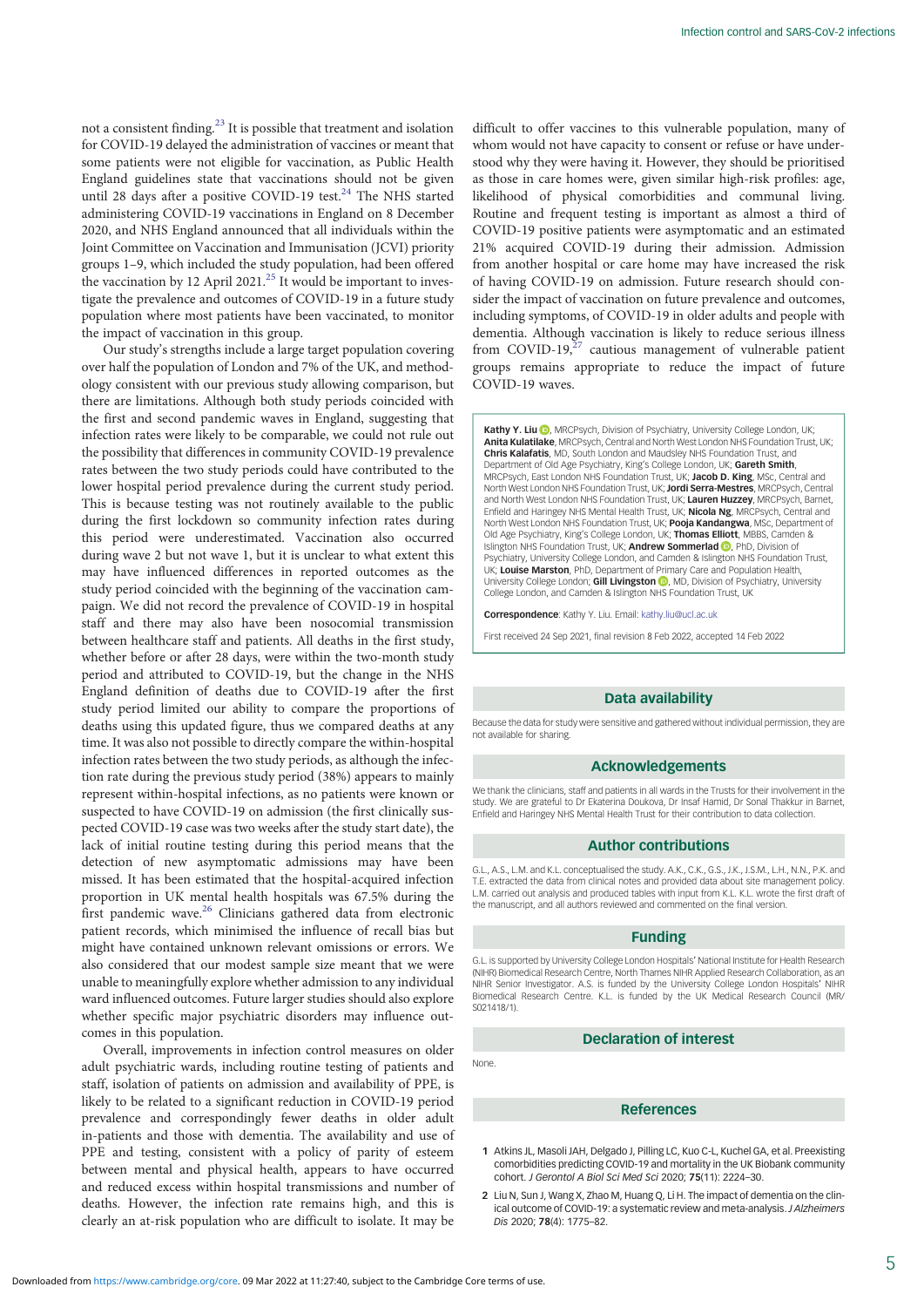not a consistent finding.[23] It is possible that treatment and isolation for COVID-19 delayed the administration of vaccines or meant that some patients were not eligible for vaccination, as Public Health England guidelines state that vaccinations should not be given until 28 days after a positive COVID-19 test.[24] The NHS started administering COVID-19 vaccinations in England on 8 December 2020, and NHS England announced that all individuals within the Joint Committee on Vaccination and Immunisation (JCVI) priority groups 1–9, which included the study population, had been offered the vaccination by 12 April 2021.[25] It would be important to investigate the prevalence and outcomes of COVID-19 in a future study population where most patients have been vaccinated, to monitor the impact of vaccination in this group.

Our study's strengths include a large target population covering over half the population of London and 7% of the UK, and methodology consistent with our previous study allowing comparison, but there are limitations. Although both study periods coincided with the first and second pandemic waves in England, suggesting that infection rates were likely to be comparable, we could not rule out the possibility that differences in community COVID-19 prevalence rates between the two study periods could have contributed to the lower hospital period prevalence during the current study period. This is because testing was not routinely available to the public during the first lockdown so community infection rates during this period were underestimated. Vaccination also occurred during wave 2 but not wave 1, but it is unclear to what extent this may have influenced differences in reported outcomes as the study period coincided with the beginning of the vaccination campaign. We did not record the prevalence of COVID-19 in hospital staff and there may also have been nosocomial transmission between healthcare staff and patients. All deaths in the first study, whether before or after 28 days, were within the two-month study period and attributed to COVID-19, but the change in the NHS England definition of deaths due to COVID-19 after the first study period limited our ability to compare the proportions of deaths using this updated figure, thus we compared deaths at any time. It was also not possible to directly compare the within-hospital infection rates between the two study periods, as although the infection rate during the previous study period (38%) appears to mainly represent within-hospital infections, as no patients were known or suspected to have COVID-19 on admission (the first clinically suspected COVID-19 case was two weeks after the study start date), the lack of initial routine testing during this period means that the detection of new asymptomatic admissions may have been missed. It has been estimated that the hospital-acquired infection proportion in UK mental health hospitals was 67.5% during the first pandemic wave.[26] Clinicians gathered data from electronic patient records, which minimised the influence of recall bias but might have contained unknown relevant omissions or errors. We also considered that our modest sample size meant that we were unable to meaningfully explore whether admission to any individual ward influenced outcomes. Future larger studies should also explore whether specific major psychiatric disorders may influence outcomes in this population.

Overall, improvements in infection control measures on older adult psychiatric wards, including routine testing of patients and staff, isolation of patients on admission and availability of PPE, is likely to be related to a significant reduction in COVID-19 period prevalence and correspondingly fewer deaths in older adult in-patients and those with dementia. The availability and use of PPE and testing, consistent with a policy of parity of esteem between mental and physical health, appears to have occurred and reduced excess within hospital transmissions and number of deaths. However, the infection rate remains high, and this is clearly an at-risk population who are difficult to isolate. It may be difficult to offer vaccines to this vulnerable population, many of whom would not have capacity to consent or refuse or have understood why they were having it. However, they should be prioritised as those in care homes were, given similar high-risk profiles: age, likelihood of physical comorbidities and communal living. Routine and frequent testing is important as almost a third of COVID-19 positive patients were asymptomatic and an estimated 21% acquired COVID-19 during their admission. Admission from another hospital or care home may have increased the risk of having COVID-19 on admission. Future research should consider the impact of vaccination on future prevalence and outcomes, including symptoms, of COVID-19 in older adults and people with dementia. Although vaccination is likely to reduce serious illness from COVID-19,[27] cautious management of vulnerable patient groups remains appropriate to reduce the impact of future COVID-19 waves.

**Kathy Y. Liu**, MRCPsych, Division of Psychiatry, University College London, UK; **Anita Kulatilake**, MRCPsych, Central and North West London NHS Foundation Trust, UK; **Chris Kalafatis**, MD, South London and Maudsley NHS Foundation Trust, and Department of Old Age Psychiatry, King's College London, UK; **Gareth Smith**, MRCPsych, East London NHS Foundation Trust, UK; **Jacob D. King**, MSc, Central and North West London NHS Foundation Trust, UK; **Jordi Serra-Mestres**, MRCPsych, Central and North West London NHS Foundation Trust, UK; **Lauren Huzzey**, MRCPsych, Barnet, Enfield and Haringey NHS Mental Health Trust, UK; **Nicola Ng**, MRCPsych, Central and North West London NHS Foundation Trust, UK; **Pooja Kandangwa**, MSc, Department of Old Age Psychiatry, King's College London, UK; **Thomas Elliott**, MBBS, Camden & Islington NHS Foundation Trust, UK; **Andrew Sommerlad**, PhD, Division of Psychiatry, University College London, and Camden & Islington NHS Foundation Trust, UK; **Louise Marston**, PhD, Department of Primary Care and Population Health, University College London; **Gill Livingston**, MD, Division of Psychiatry, University College London, and Camden & Islington NHS Foundation Trust, UK

**Correspondence**: Kathy Y. Liu. Email: kathy.liu@ucl.ac.uk

First received 24 Sep 2021, final revision 8 Feb 2022, accepted 14 Feb 2022

## Data availability

Because the data for study were sensitive and gathered without individual permission, they are not available for sharing.

## Acknowledgements

We thank the clinicians, staff and patients in all wards in the Trusts for their involvement in the study. We are grateful to Dr Ekaterina Doukova, Dr Insaf Hamid, Dr Sonal Thakkur in Barnet, Enfield and Haringey NHS Mental Health Trust for their contribution to data collection.

## Author contributions

G.L., A.S., L.M. and K.L. conceptualised the study. A.K., C.K., G.S., J.K., J.S.M., L.H., N.N., P.K. and T.E. extracted the data from clinical notes and provided data about site management policy. L.M. carried out analysis and produced tables with input from K.L. K.L. wrote the first draft of the manuscript, and all authors reviewed and commented on the final version.

## Funding

G.L. is supported by University College London Hospitals' National Institute for Health Research (NIHR) Biomedical Research Centre, North Thames NIHR Applied Research Collaboration, as an NIHR Senior Investigator. A.S. is funded by the University College London Hospitals' NIHR Biomedical Research Centre. K.L. is funded by the UK Medical Research Council (MR/S021418/1).

## Declaration of interest

None.

## References

1 Atkins JL, Masoli JAH, Delgado J, Pilling LC, Kuo C-L, Kuchel GA, et al. Preexisting comorbidities predicting COVID-19 and mortality in the UK Biobank community cohort. *J Gerontol A Biol Sci Med Sci* 2020; **75**(11): 2224–30.

2 Liu N, Sun J, Wang X, Zhao M, Huang Q, Li H. The impact of dementia on the clinical outcome of COVID-19: a systematic review and meta-analysis. *J Alzheimers Dis* 2020; **78**(4): 1775–82.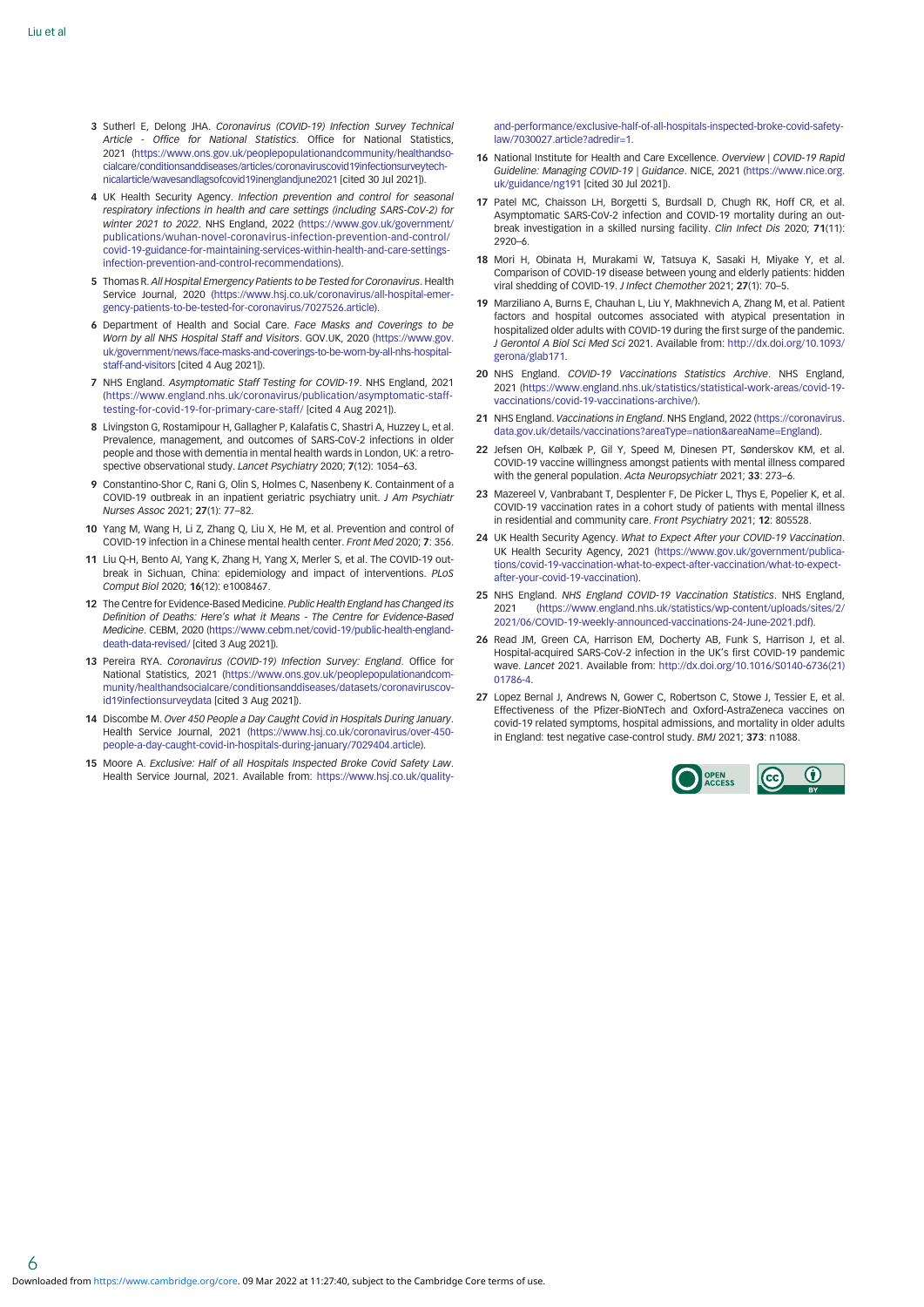3. Sutherl E, Delong JHA. *Coronavirus (COVID-19) Infection Survey Technical Article - Office for National Statistics*. Office for National Statistics, 2021 (https://www.ons.gov.uk/peoplepopulationandcommunity/healthandsocialcare/conditionsanddiseases/articles/coronaviruscovid19infectionsurveytechnicalarticle/wavesandlagsofcovid19inenglandjune2021 [cited 30 Jul 2021]).
4. UK Health Security Agency. *Infection prevention and control for seasonal respiratory infections in health and care settings (including SARS-CoV-2) for winter 2021 to 2022*. NHS England, 2022 (https://www.gov.uk/government/publications/wuhan-novel-coronavirus-infection-prevention-and-control/covid-19-guidance-for-maintaining-services-within-health-and-care-settings-infection-prevention-and-control-recommendations).
5. Thomas R. *All Hospital Emergency Patients to be Tested for Coronavirus*. Health Service Journal, 2020 (https://www.hsj.co.uk/coronavirus/all-hospital-emergency-patients-to-be-tested-for-coronavirus/7027526.article).
6. Department of Health and Social Care. *Face Masks and Coverings to be Worn by all NHS Hospital Staff and Visitors*. GOV.UK, 2020 (https://www.gov.uk/government/news/face-masks-and-coverings-to-be-worn-by-all-nhs-hospital-staff-and-visitors [cited 4 Aug 2021]).
7. NHS England. *Asymptomatic Staff Testing for COVID-19*. NHS England, 2021 (https://www.england.nhs.uk/coronavirus/publication/asymptomatic-staff-testing-for-covid-19-for-primary-care-staff/ [cited 4 Aug 2021]).
8. Livingston G, Rostamipour H, Gallagher P, Kalafatis C, Shastri A, Huzzey L, et al. Prevalence, management, and outcomes of SARS-CoV-2 infections in older people and those with dementia in mental health wards in London, UK: a retrospective observational study. *Lancet Psychiatry* 2020; **7**(12): 1054–63.
9. Constantino-Shor C, Rani G, Olin S, Holmes C, Nasenbeny K. Containment of a COVID-19 outbreak in an inpatient geriatric psychiatry unit. *J Am Psychiatr Nurses Assoc* 2021; **27**(1): 77–82.
10. Yang M, Wang H, Li Z, Zhang Q, Liu X, He M, et al. Prevention and control of COVID-19 infection in a Chinese mental health center. *Front Med* 2020; **7**: 356.
11. Liu Q-H, Bento AI, Yang K, Zhang H, Yang X, Merler S, et al. The COVID-19 outbreak in Sichuan, China: epidemiology and impact of interventions. *PLoS Comput Biol* 2020; **16**(12): e1008467.
12. The Centre for Evidence-Based Medicine. *Public Health England has Changed its Definition of Deaths: Here's what it Means - The Centre for Evidence-Based Medicine*. CEBM, 2020 (https://www.cebm.net/covid-19/public-health-england-death-data-revised/ [cited 3 Aug 2021]).
13. Pereira RYA. *Coronavirus (COVID-19) Infection Survey: England*. Office for National Statistics, 2021 (https://www.ons.gov.uk/peoplepopulationandcommunity/healthandsocialcare/conditionsanddiseases/datasets/coronaviruscovid19infectionsurveydata [cited 3 Aug 2021]).
14. Discombe M. *Over 450 People a Day Caught Covid in Hospitals During January*. Health Service Journal, 2021 (https://www.hsj.co.uk/coronavirus/over-450-people-a-day-caught-covid-in-hospitals-during-january/7029404.article).
15. Moore A. *Exclusive: Half of all Hospitals Inspected Broke Covid Safety Law*. Health Service Journal, 2021. Available from: https://www.hsj.co.uk/quality-and-performance/exclusive-half-of-all-hospitals-inspected-broke-covid-safety-law/7030027.article?adredir=1.
16. National Institute for Health and Care Excellence. *Overview | COVID-19 Rapid Guideline: Managing COVID-19 | Guidance*. NICE, 2021 (https://www.nice.org.uk/guidance/ng191 [cited 30 Jul 2021]).
17. Patel MC, Chaisson LH, Borgetti S, Burdsall D, Chugh RK, Hoff CR, et al. Asymptomatic SARS-CoV-2 infection and COVID-19 mortality during an outbreak investigation in a skilled nursing facility. *Clin Infect Dis* 2020; **71**(11): 2920–6.
18. Mori H, Obinata H, Murakami W, Tatsuya K, Sasaki H, Miyake Y, et al. Comparison of COVID-19 disease between young and elderly patients: hidden viral shedding of COVID-19. *J Infect Chemother* 2021; **27**(1): 70–5.
19. Marziliano A, Burns E, Chauhan L, Liu Y, Makhnevich A, Zhang M, et al. Patient factors and hospital outcomes associated with atypical presentation in hospitalized older adults with COVID-19 during the first surge of the pandemic. *J Gerontol A Biol Sci Med Sci* 2021. Available from: http://dx.doi.org/10.1093/gerona/glab171.
20. NHS England. *COVID-19 Vaccinations Statistics Archive*. NHS England, 2021 (https://www.england.nhs.uk/statistics/statistical-work-areas/covid-19-vaccinations/covid-19-vaccinations-archive/).
21. NHS England. *Vaccinations in England*. NHS England, 2022 (https://coronavirus.data.gov.uk/details/vaccinations?areaType=nation&areaName=England).
22. Jefsen OH, Kølbæk P, Gil Y, Speed M, Dinesen PT, Sønderskov KM, et al. COVID-19 vaccine willingness amongst patients with mental illness compared with the general population. *Acta Neuropsychiatr* 2021; **33**: 273–6.
23. Mazereel V, Vanbrabant T, Desplenter F, De Picker L, Thys E, Popelier K, et al. COVID-19 vaccination rates in a cohort study of patients with mental illness in residential and community care. *Front Psychiatry* 2021; **12**: 805528.
24. UK Health Security Agency. *What to Expect After your COVID-19 Vaccination*. UK Health Security Agency, 2021 (https://www.gov.uk/government/publications/covid-19-vaccination-what-to-expect-after-vaccination/what-to-expect-after-your-covid-19-vaccination).
25. NHS England. *NHS England COVID-19 Vaccination Statistics*. NHS England, 2021 (https://www.england.nhs.uk/statistics/wp-content/uploads/sites/2/2021/06/COVID-19-weekly-announced-vaccinations-24-June-2021.pdf).
26. Read JM, Green CA, Harrison EM, Docherty AB, Funk S, Harrison J, et al. Hospital-acquired SARS-CoV-2 infection in the UK's first COVID-19 pandemic wave. *Lancet* 2021. Available from: http://dx.doi.org/10.1016/S0140-6736(21)01786-4.
27. Lopez Bernal J, Andrews N, Gower C, Robertson C, Stowe J, Tessier E, et al. Effectiveness of the Pfizer-BioNTech and Oxford-AstraZeneca vaccines on covid-19 related symptoms, hospital admissions, and mortality in older adults in England: test negative case-control study. *BMJ* 2021; **373**: n1088.